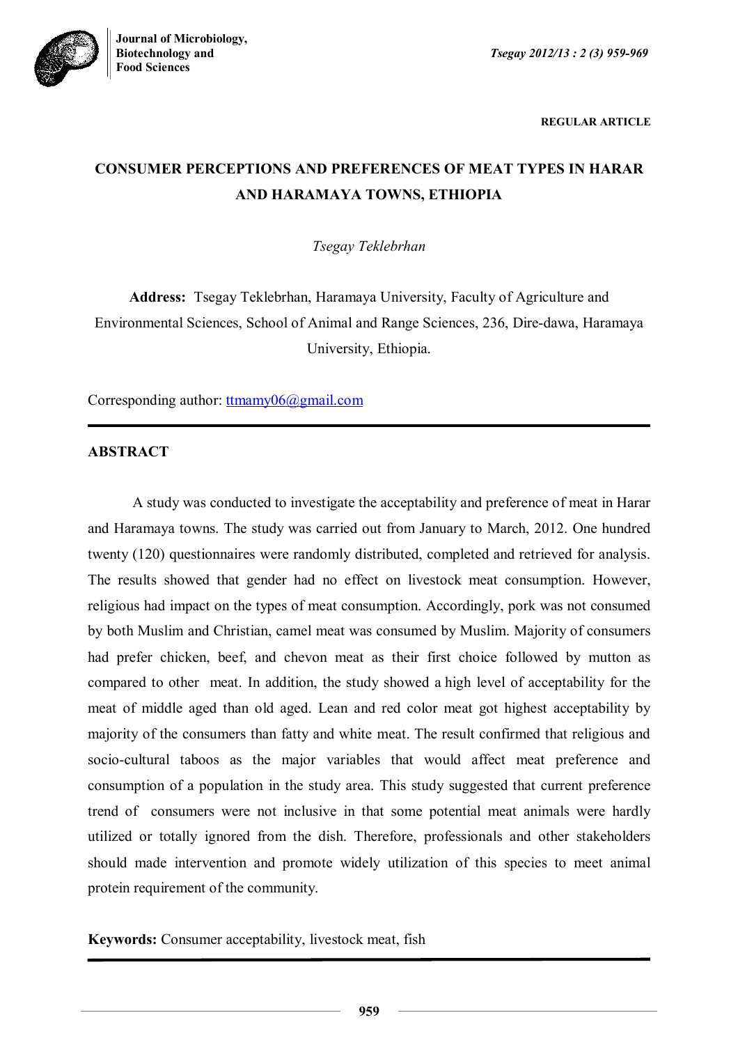REGULAR ARTICLE

# CONSUMER PERCEPTIONS AND PREFERENCES OF MEAT TYPES IN HARAR AND HARAMAYA TOWNS, ETHIOPIA

*Tsegay Teklebrhan*

**Address:** Tsegay Teklebrhan, Haramaya University, Faculty of Agriculture and Environmental Sciences, School of Animal and Range Sciences, 236, Dire-dawa, Haramaya University, Ethiopia.

Corresponding author: ttmamy06@gmail.com

## ABSTRACT

A study was conducted to investigate the acceptability and preference of meat in Harar and Haramaya towns. The study was carried out from January to March, 2012. One hundred twenty (120) questionnaires were randomly distributed, completed and retrieved for analysis. The results showed that gender had no effect on livestock meat consumption. However, religious had impact on the types of meat consumption. Accordingly, pork was not consumed by both Muslim and Christian, camel meat was consumed by Muslim. Majority of consumers had prefer chicken, beef, and chevon meat as their first choice followed by mutton as compared to other meat. In addition, the study showed a high level of acceptability for the meat of middle aged than old aged. Lean and red color meat got highest acceptability by majority of the consumers than fatty and white meat. The result confirmed that religious and socio-cultural taboos as the major variables that would affect meat preference and consumption of a population in the study area. This study suggested that current preference trend of consumers were not inclusive in that some potential meat animals were hardly utilized or totally ignored from the dish. Therefore, professionals and other stakeholders should made intervention and promote widely utilization of this species to meet animal protein requirement of the community.

**Keywords:** Consumer acceptability, livestock meat, fish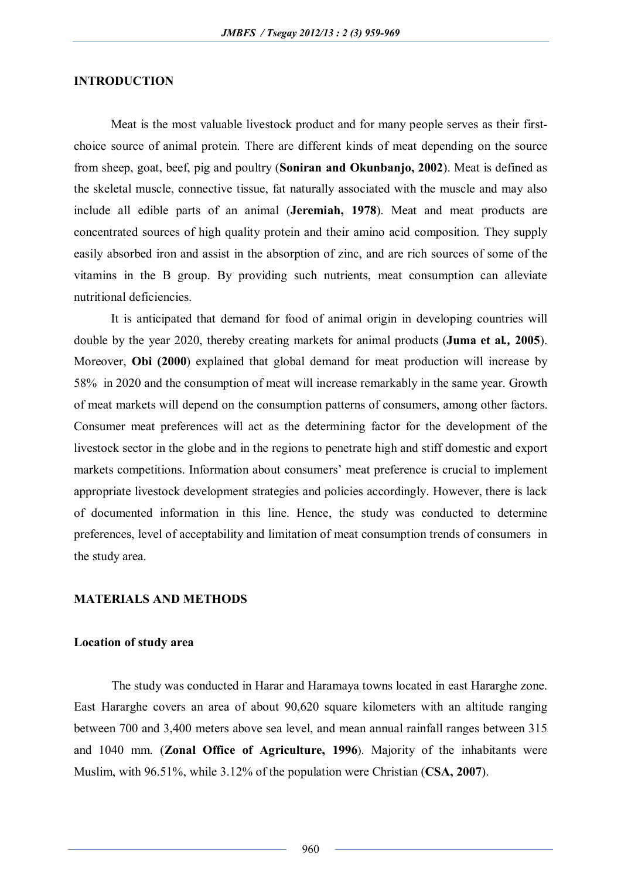## INTRODUCTION

Meat is the most valuable livestock product and for many people serves as their first-choice source of animal protein. There are different kinds of meat depending on the source from sheep, goat, beef, pig and poultry (**Soniran and Okunbanjo, 2002**). Meat is defined as the skeletal muscle, connective tissue, fat naturally associated with the muscle and may also include all edible parts of an animal (**Jeremiah, 1978**). Meat and meat products are concentrated sources of high quality protein and their amino acid composition. They supply easily absorbed iron and assist in the absorption of zinc, and are rich sources of some of the vitamins in the B group. By providing such nutrients, meat consumption can alleviate nutritional deficiencies.

It is anticipated that demand for food of animal origin in developing countries will double by the year 2020, thereby creating markets for animal products (**Juma et al., 2005**). Moreover, **Obi (2000**) explained that global demand for meat production will increase by 58% in 2020 and the consumption of meat will increase remarkably in the same year. Growth of meat markets will depend on the consumption patterns of consumers, among other factors. Consumer meat preferences will act as the determining factor for the development of the livestock sector in the globe and in the regions to penetrate high and stiff domestic and export markets competitions. Information about consumers' meat preference is crucial to implement appropriate livestock development strategies and policies accordingly. However, there is lack of documented information in this line. Hence, the study was conducted to determine preferences, level of acceptability and limitation of meat consumption trends of consumers in the study area.

## MATERIALS AND METHODS

### Location of study area

The study was conducted in Harar and Haramaya towns located in east Hararghe zone. East Hararghe covers an area of about 90,620 square kilometers with an altitude ranging between 700 and 3,400 meters above sea level, and mean annual rainfall ranges between 315 and 1040 mm. (**Zonal Office of Agriculture, 1996**). Majority of the inhabitants were Muslim, with 96.51%, while 3.12% of the population were Christian (**CSA, 2007**).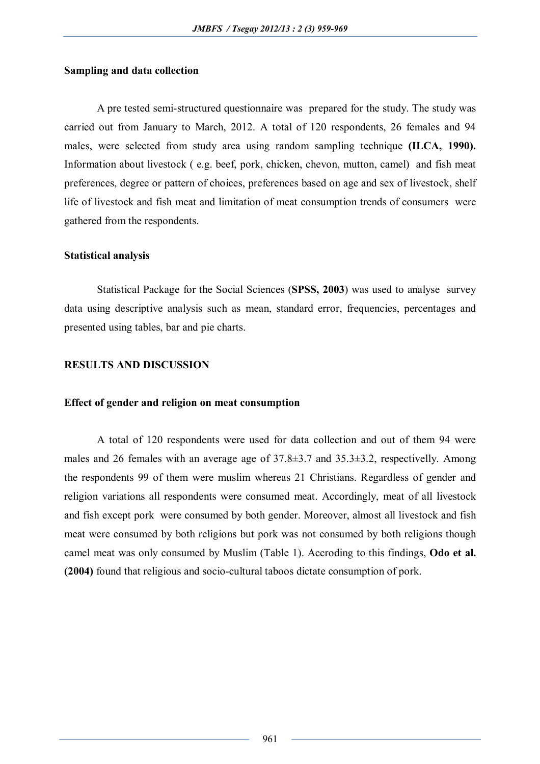### Sampling and data collection

A pre tested semi-structured questionnaire was prepared for the study. The study was carried out from January to March, 2012. A total of 120 respondents, 26 females and 94 males, were selected from study area using random sampling technique **(ILCA, 1990).** Information about livestock ( e.g. beef, pork, chicken, chevon, mutton, camel) and fish meat preferences, degree or pattern of choices, preferences based on age and sex of livestock, shelf life of livestock and fish meat and limitation of meat consumption trends of consumers were gathered from the respondents.

### Statistical analysis

Statistical Package for the Social Sciences (**SPSS, 2003**) was used to analyse survey data using descriptive analysis such as mean, standard error, frequencies, percentages and presented using tables, bar and pie charts.

## RESULTS AND DISCUSSION

### Effect of gender and religion on meat consumption

A total of 120 respondents were used for data collection and out of them 94 were males and 26 females with an average age of 37.8±3.7 and 35.3±3.2, respectivelly. Among the respondents 99 of them were muslim whereas 21 Christians. Regardless of gender and religion variations all respondents were consumed meat. Accordingly, meat of all livestock and fish except pork were consumed by both gender. Moreover, almost all livestock and fish meat were consumed by both religions but pork was not consumed by both religions though camel meat was only consumed by Muslim (Table 1). Accroding to this findings, **Odo et al. (2004)** found that religious and socio-cultural taboos dictate consumption of pork.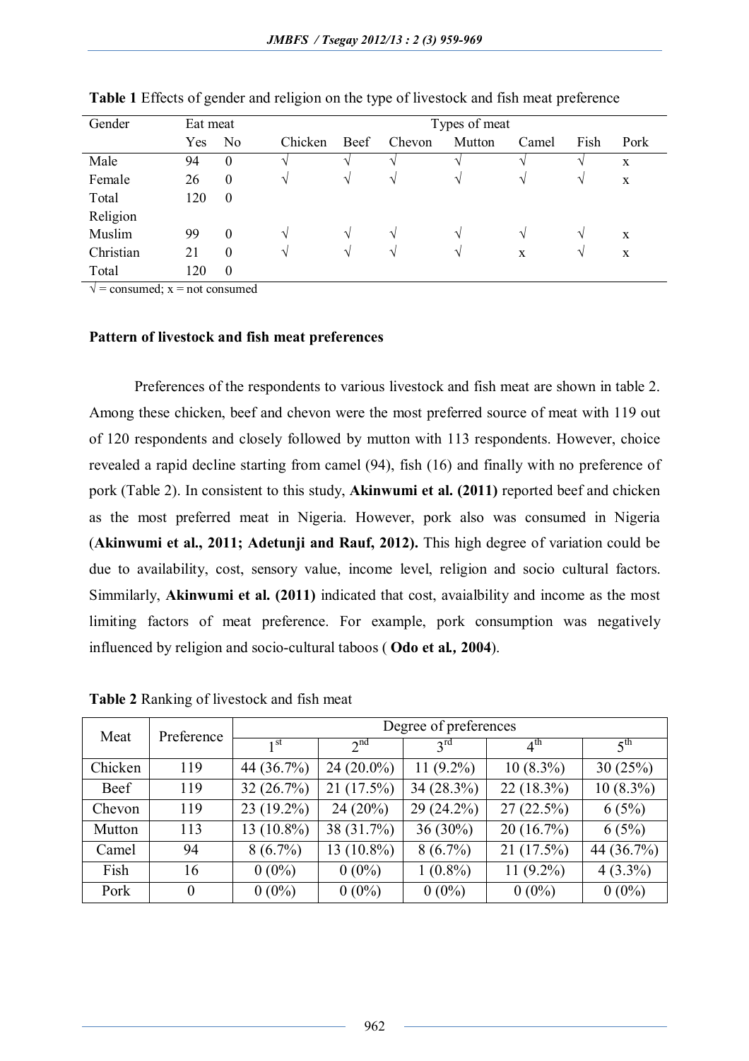**Table 1** Effects of gender and religion on the type of livestock and fish meat preference

| Gender | Eat meat | | Types of meat | | | | | | |
|---|---|---|---|---|---|---|---|---|---|
| | Yes | No | Chicken | Beef | Chevon | Mutton | Camel | Fish | Pork |
| Male | 94 | 0 | √ | √ | √ | √ | √ | √ | x |
| Female | 26 | 0 | √ | √ | √ | √ | √ | √ | x |
| Total | 120 | 0 | | | | | | | |
| Religion | | | | | | | | | |
| Muslim | 99 | 0 | √ | √ | √ | √ | √ | √ | x |
| Christian | 21 | 0 | √ | √ | √ | √ | x | √ | x |
| Total | 120 | 0 | | | | | | | |

√ = consumed; x = not consumed

**Pattern of livestock and fish meat preferences**

Preferences of the respondents to various livestock and fish meat are shown in table 2. Among these chicken, beef and chevon were the most preferred source of meat with 119 out of 120 respondents and closely followed by mutton with 113 respondents. However, choice revealed a rapid decline starting from camel (94), fish (16) and finally with no preference of pork (Table 2). In consistent to this study, **Akinwumi et al. (2011)** reported beef and chicken as the most preferred meat in Nigeria. However, pork also was consumed in Nigeria (**Akinwumi et al., 2011; Adetunji and Rauf, 2012).** This high degree of variation could be due to availability, cost, sensory value, income level, religion and socio cultural factors. Simmilarly, **Akinwumi et al. (2011)** indicated that cost, avaialbility and income as the most limiting factors of meat preference. For example, pork consumption was negatively influenced by religion and socio-cultural taboos ( **Odo et al., 2004**).

**Table 2** Ranking of livestock and fish meat

| Meat | Preference | Degree of preferences | | | | |
|---|---|---|---|---|---|---|
| | | 1st | 2nd | 3rd | 4th | 5th |
| Chicken | 119 | 44 (36.7%) | 24 (20.0%) | 11 (9.2%) | 10 (8.3%) | 30 (25%) |
| Beef | 119 | 32 (26.7%) | 21 (17.5%) | 34 (28.3%) | 22 (18.3%) | 10 (8.3%) |
| Chevon | 119 | 23 (19.2%) | 24 (20%) | 29 (24.2%) | 27 (22.5%) | 6 (5%) |
| Mutton | 113 | 13 (10.8%) | 38 (31.7%) | 36 (30%) | 20 (16.7%) | 6 (5%) |
| Camel | 94 | 8 (6.7%) | 13 (10.8%) | 8 (6.7%) | 21 (17.5%) | 44 (36.7%) |
| Fish | 16 | 0 (0%) | 0 (0%) | 1 (0.8%) | 11 (9.2%) | 4 (3.3%) |
| Pork | 0 | 0 (0%) | 0 (0%) | 0 (0%) | 0 (0%) | 0 (0%) |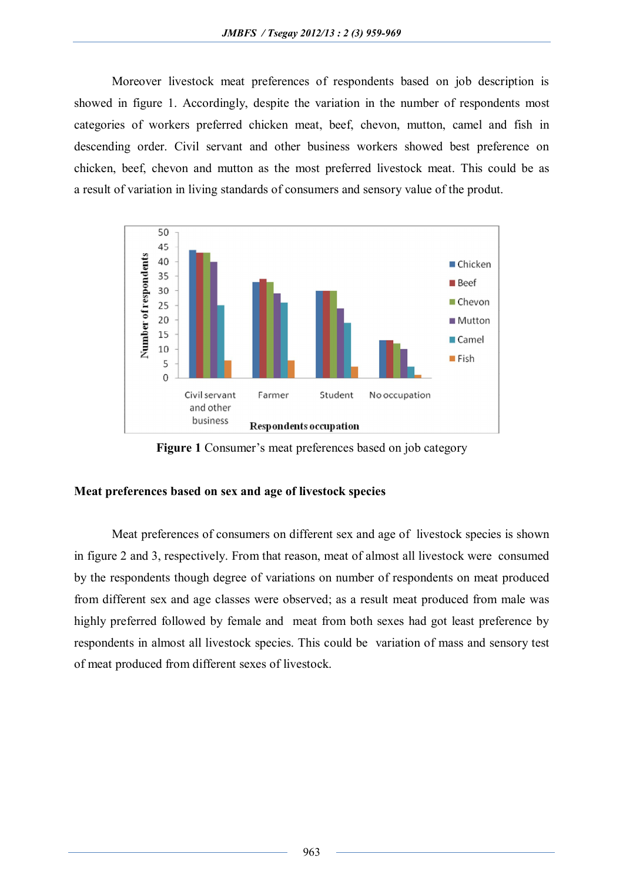Moreover livestock meat preferences of respondents based on job description is showed in figure 1. Accordingly, despite the variation in the number of respondents most categories of workers preferred chicken meat, beef, chevon, mutton, camel and fish in descending order. Civil servant and other business workers showed best preference on chicken, beef, chevon and mutton as the most preferred livestock meat. This could be as a result of variation in living standards of consumers and sensory value of the produt.

**Figure 1** Consumer's meat preferences based on job category

**Meat preferences based on sex and age of livestock species**

Meat preferences of consumers on different sex and age of livestock species is shown in figure 2 and 3, respectively. From that reason, meat of almost all livestock were consumed by the respondents though degree of variations on number of respondents on meat produced from different sex and age classes were observed; as a result meat produced from male was highly preferred followed by female and meat from both sexes had got least preference by respondents in almost all livestock species. This could be variation of mass and sensory test of meat produced from different sexes of livestock.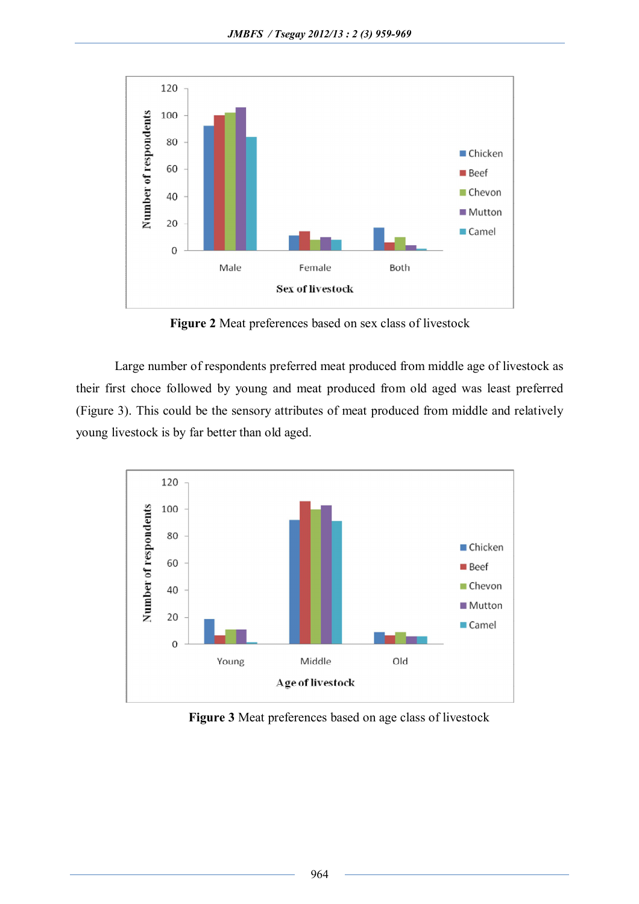**Figure 2** Meat preferences based on sex class of livestock

Large number of respondents preferred meat produced from middle age of livestock as their first choce followed by young and meat produced from old aged was least preferred (Figure 3). This could be the sensory attributes of meat produced from middle and relatively young livestock is by far better than old aged.

**Figure 3** Meat preferences based on age class of livestock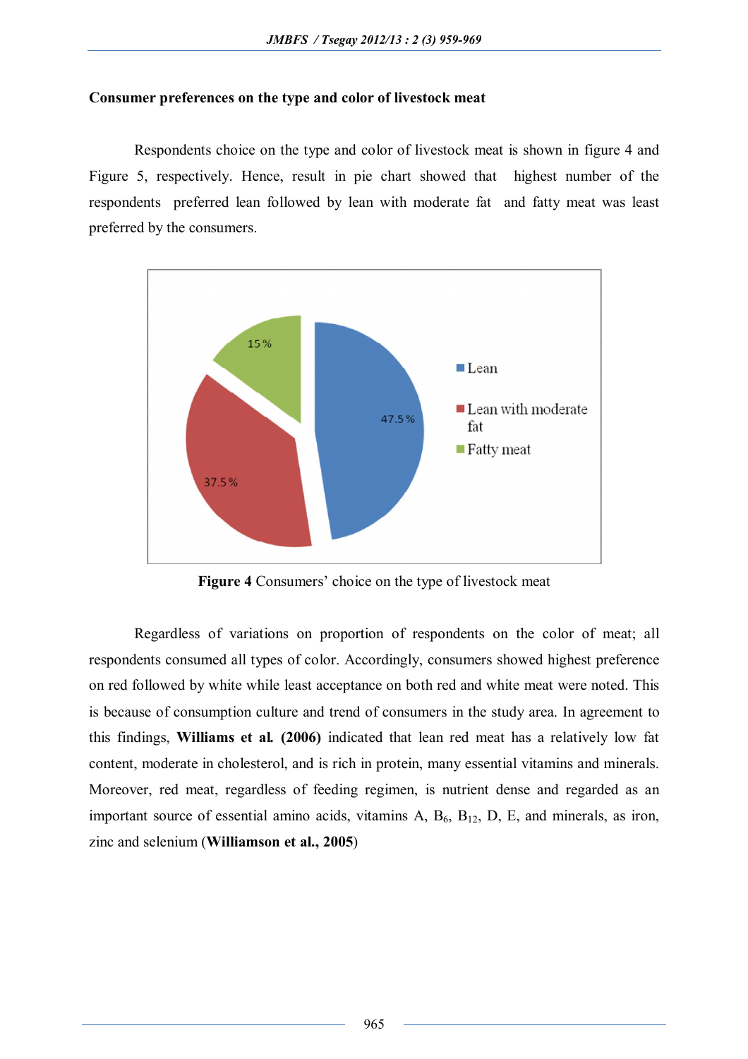**Consumer preferences on the type and color of livestock meat**

Respondents choice on the type and color of livestock meat is shown in figure 4 and Figure 5, respectively. Hence, result in pie chart showed that highest number of the respondents preferred lean followed by lean with moderate fat and fatty meat was least preferred by the consumers.

**Figure 4** Consumers' choice on the type of livestock meat

Regardless of variations on proportion of respondents on the color of meat; all respondents consumed all types of color. Accordingly, consumers showed highest preference on red followed by white while least acceptance on both red and white meat were noted. This is because of consumption culture and trend of consumers in the study area. In agreement to this findings, **Williams et al. (2006)** indicated that lean red meat has a relatively low fat content, moderate in cholesterol, and is rich in protein, many essential vitamins and minerals. Moreover, red meat, regardless of feeding regimen, is nutrient dense and regarded as an important source of essential amino acids, vitamins A, $B_6$, $B_{12}$, D, E, and minerals, as iron, zinc and selenium (**Williamson et al., 2005**)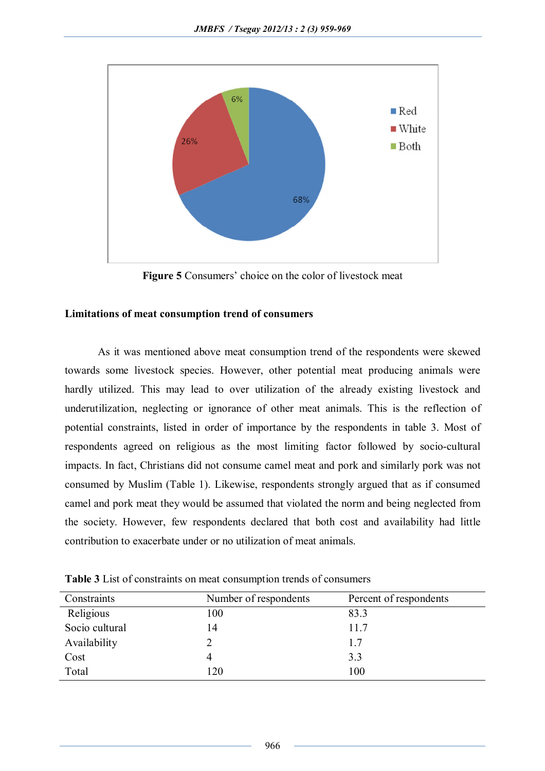Figure 5 Consumers' choice on the color of livestock meat

**Limitations of meat consumption trend of consumers**

As it was mentioned above meat consumption trend of the respondents were skewed towards some livestock species. However, other potential meat producing animals were hardly utilized. This may lead to over utilization of the already existing livestock and underutilization, neglecting or ignorance of other meat animals. This is the reflection of potential constraints, listed in order of importance by the respondents in table 3. Most of respondents agreed on religious as the most limiting factor followed by socio-cultural impacts. In fact, Christians did not consume camel meat and pork and similarly pork was not consumed by Muslim (Table 1). Likewise, respondents strongly argued that as if consumed camel and pork meat they would be assumed that violated the norm and being neglected from the society. However, few respondents declared that both cost and availability had little contribution to exacerbate under or no utilization of meat animals.

**Table 3** List of constraints on meat consumption trends of consumers

| Constraints | Number of respondents | Percent of respondents |
|---|---|---|
| Religious | 100 | 83.3 |
| Socio cultural | 14 | 11.7 |
| Availability | 2 | 1.7 |
| Cost | 4 | 3.3 |
| Total | 120 | 100 |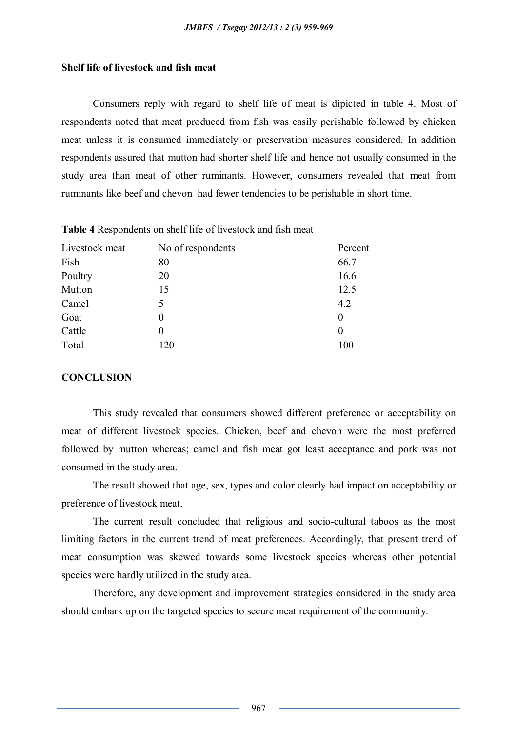### Shelf life of livestock and fish meat

Consumers reply with regard to shelf life of meat is dipicted in table 4. Most of respondents noted that meat produced from fish was easily perishable followed by chicken meat unless it is consumed immediately or preservation measures considered. In addition respondents assured that mutton had shorter shelf life and hence not usually consumed in the study area than meat of other ruminants. However, consumers revealed that meat from ruminants like beef and chevon had fewer tendencies to be perishable in short time.

**Table 4** Respondents on shelf life of livestock and fish meat

| Livestock meat | No of respondents | Percent |
|---|---|---|
| Fish | 80 | 66.7 |
| Poultry | 20 | 16.6 |
| Mutton | 15 | 12.5 |
| Camel | 5 | 4.2 |
| Goat | 0 | 0 |
| Cattle | 0 | 0 |
| Total | 120 | 100 |

## CONCLUSION

This study revealed that consumers showed different preference or acceptability on meat of different livestock species. Chicken, beef and chevon were the most preferred followed by mutton whereas; camel and fish meat got least acceptance and pork was not consumed in the study area.

The result showed that age, sex, types and color clearly had impact on acceptability or preference of livestock meat.

The current result concluded that religious and socio-cultural taboos as the most limiting factors in the current trend of meat preferences. Accordingly, that present trend of meat consumption was skewed towards some livestock species whereas other potential species were hardly utilized in the study area.

Therefore, any development and improvement strategies considered in the study area should embark up on the targeted species to secure meat requirement of the community.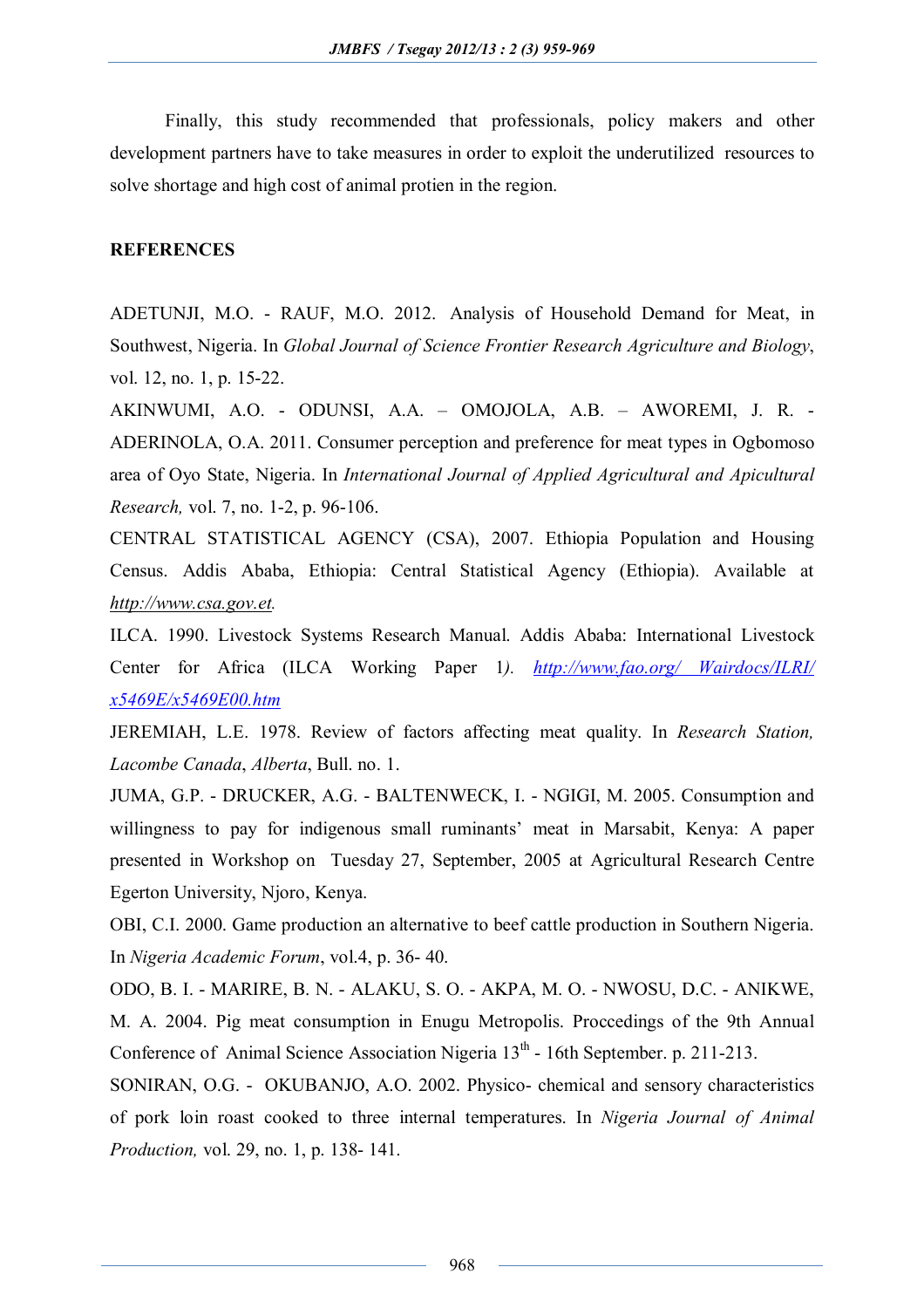Finally, this study recommended that professionals, policy makers and other development partners have to take measures in order to exploit the underutilized resources to solve shortage and high cost of animal protien in the region.

## REFERENCES

ADETUNJI, M.O. - RAUF, M.O. 2012. Analysis of Household Demand for Meat, in Southwest, Nigeria. In *Global Journal of Science Frontier Research Agriculture and Biology*, vol. 12, no. 1, p. 15-22.

AKINWUMI, A.O. - ODUNSI, A.A. – OMOJOLA, A.B. – AWOREMI, J. R. - ADERINOLA, O.A. 2011. Consumer perception and preference for meat types in Ogbomoso area of Oyo State, Nigeria. In *International Journal of Applied Agricultural and Apicultural Research,* vol. 7, no. 1-2, p. 96-106.

CENTRAL STATISTICAL AGENCY (CSA), 2007. Ethiopia Population and Housing Census. Addis Ababa, Ethiopia: Central Statistical Agency (Ethiopia). Available at *http://www.csa.gov.et.*

ILCA. 1990. Livestock Systems Research Manual. Addis Ababa: International Livestock Center for Africa (ILCA Working Paper 1*).* *http://www.fao.org/ Wairdocs/ILRI/ x5469E/x5469E00.htm*

JEREMIAH, L.E. 1978. Review of factors affecting meat quality. In *Research Station, Lacombe Canada*, *Alberta*, Bull. no. 1.

JUMA, G.P. - DRUCKER, A.G. - BALTENWECK, I. - NGIGI, M. 2005. Consumption and willingness to pay for indigenous small ruminants' meat in Marsabit, Kenya: A paper presented in Workshop on Tuesday 27, September, 2005 at Agricultural Research Centre Egerton University, Njoro, Kenya.

OBI, C.I. 2000. Game production an alternative to beef cattle production in Southern Nigeria. In *Nigeria Academic Forum*, vol.4, p. 36- 40.

ODO, B. I. - MARIRE, B. N. - ALAKU, S. O. - AKPA, M. O. - NWOSU, D.C. - ANIKWE, M. A. 2004. Pig meat consumption in Enugu Metropolis. Proccedings of the 9th Annual Conference of Animal Science Association Nigeria 13th - 16th September. p. 211-213.

SONIRAN, O.G. - OKUBANJO, A.O. 2002. Physico- chemical and sensory characteristics of pork loin roast cooked to three internal temperatures. In *Nigeria Journal of Animal Production,* vol. 29, no. 1, p. 138- 141.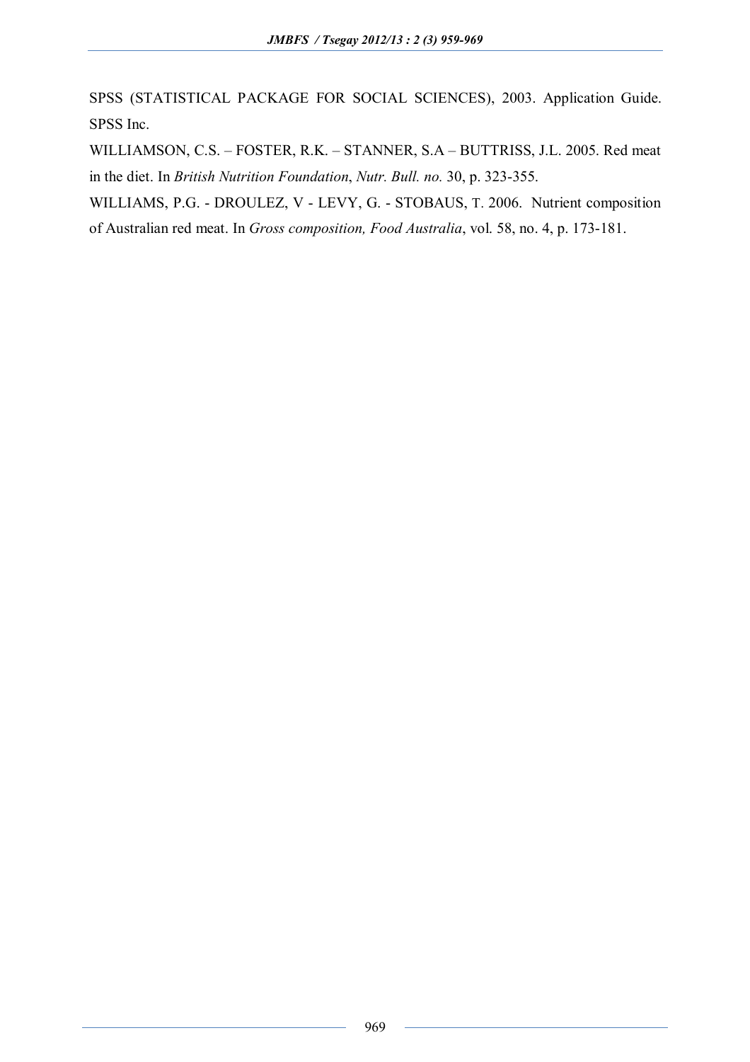SPSS (STATISTICAL PACKAGE FOR SOCIAL SCIENCES), 2003. Application Guide. SPSS Inc.

WILLIAMSON, C.S. – FOSTER, R.K. – STANNER, S.A – BUTTRISS, J.L. 2005. Red meat in the diet. In *British Nutrition Foundation*, *Nutr. Bull. no.* 30, p. 323-355.

WILLIAMS, P.G. - DROULEZ, V - LEVY, G. - STOBAUS, T. 2006. Nutrient composition of Australian red meat. In *Gross composition, Food Australia*, vol. 58, no. 4, p. 173-181.